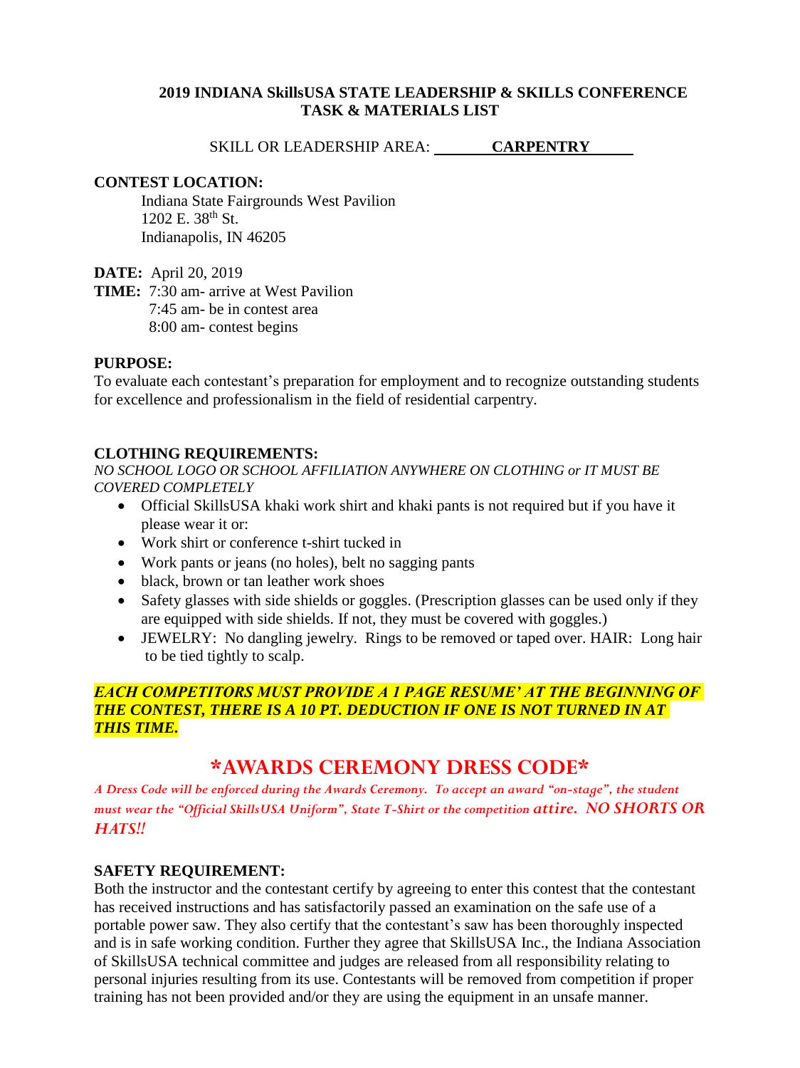**2019 INDIANA SkillsUSA STATE LEADERSHIP & SKILLS CONFERENCE**
**TASK & MATERIALS LIST**

SKILL OR LEADERSHIP AREA: **CARPENTRY**

**CONTEST LOCATION:**
Indiana State Fairgrounds West Pavilion
1202 E. 38th St.
Indianapolis, IN 46205

**DATE:** April 20, 2019
**TIME:** 7:30 am- arrive at West Pavilion
7:45 am- be in contest area
8:00 am- contest begins

**PURPOSE:**
To evaluate each contestant's preparation for employment and to recognize outstanding students for excellence and professionalism in the field of residential carpentry.

**CLOTHING REQUIREMENTS:**
*NO SCHOOL LOGO OR SCHOOL AFFILIATION ANYWHERE ON CLOTHING or IT MUST BE COVERED COMPLETELY*

- Official SkillsUSA khaki work shirt and khaki pants is not required but if you have it please wear it or:
- Work shirt or conference t-shirt tucked in
- Work pants or jeans (no holes), belt no sagging pants
- black, brown or tan leather work shoes
- Safety glasses with side shields or goggles. (Prescription glasses can be used only if they are equipped with side shields. If not, they must be covered with goggles.)
- JEWELRY: No dangling jewelry. Rings to be removed or taped over. HAIR: Long hair to be tied tightly to scalp.

***EACH COMPETITORS MUST PROVIDE A 1 PAGE RESUME' AT THE BEGINNING OF THE CONTEST, THERE IS A 10 PT. DEDUCTION IF ONE IS NOT TURNED IN AT THIS TIME.***

## *AWARDS CEREMONY DRESS CODE*

*A Dress Code will be enforced during the Awards Ceremony. To accept an award "on-stage", the student must wear the "Official SkillsUSA Uniform", State T-Shirt or the competition attire. NO SHORTS OR HATS!!*

**SAFETY REQUIREMENT:**
Both the instructor and the contestant certify by agreeing to enter this contest that the contestant has received instructions and has satisfactorily passed an examination on the safe use of a portable power saw. They also certify that the contestant's saw has been thoroughly inspected and is in safe working condition. Further they agree that SkillsUSA Inc., the Indiana Association of SkillsUSA technical committee and judges are released from all responsibility relating to personal injuries resulting from its use. Contestants will be removed from competition if proper training has not been provided and/or they are using the equipment in an unsafe manner.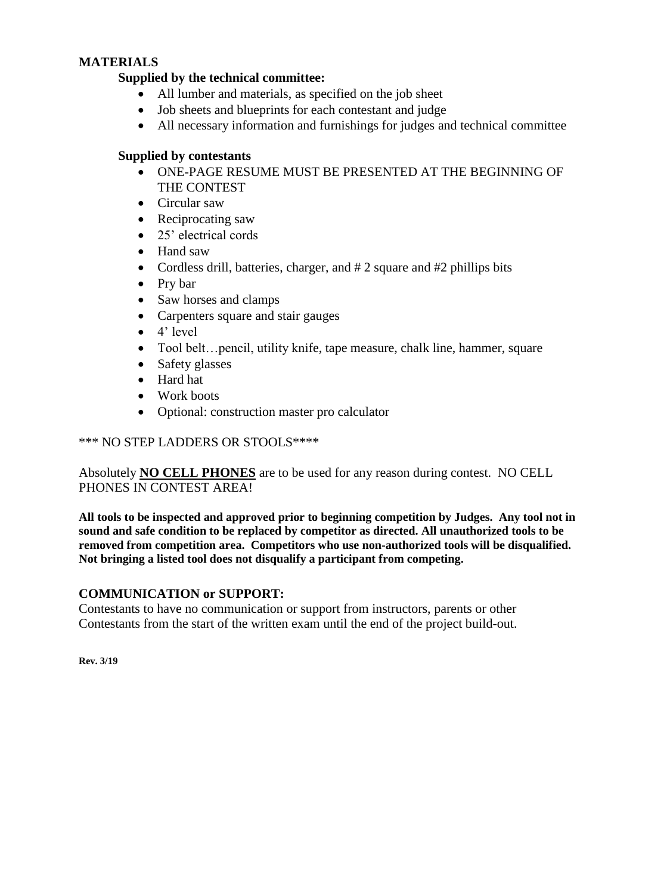## MATERIALS

**Supplied by the technical committee:**

- All lumber and materials, as specified on the job sheet
- Job sheets and blueprints for each contestant and judge
- All necessary information and furnishings for judges and technical committee

**Supplied by contestants**

- ONE-PAGE RESUME MUST BE PRESENTED AT THE BEGINNING OF THE CONTEST
- Circular saw
- Reciprocating saw
- 25' electrical cords
- Hand saw
- Cordless drill, batteries, charger, and # 2 square and #2 phillips bits
- Pry bar
- Saw horses and clamps
- Carpenters square and stair gauges
- 4' level
- Tool belt…pencil, utility knife, tape measure, chalk line, hammer, square
- Safety glasses
- Hard hat
- Work boots
- Optional: construction master pro calculator

*** NO STEP LADDERS OR STOOLS****

Absolutely **NO CELL PHONES** are to be used for any reason during contest. NO CELL PHONES IN CONTEST AREA!

**All tools to be inspected and approved prior to beginning competition by Judges. Any tool not in sound and safe condition to be replaced by competitor as directed. All unauthorized tools to be removed from competition area. Competitors who use non-authorized tools will be disqualified. Not bringing a listed tool does not disqualify a participant from competing.**

## COMMUNICATION or SUPPORT:

Contestants to have no communication or support from instructors, parents or other Contestants from the start of the written exam until the end of the project build-out.

**Rev. 3/19**